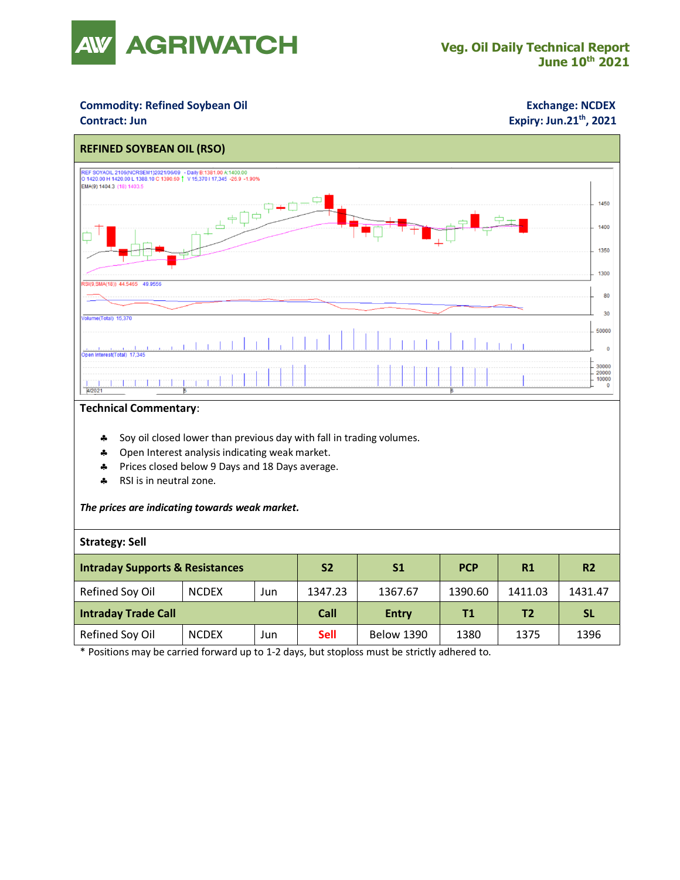# AGRIWATCH

**Veg. Oil Daily Technical Report**
**June 10th 2021**

**Commodity: Refined Soybean Oil** | **Exchange: NCDEX**
**Contract: Jun** | **Expiry: Jun.21st, 2021**

## REFINED SOYBEAN OIL (RSO)

**Technical Commentary**:

- Soy oil closed lower than previous day with fall in trading volumes.
- Open Interest analysis indicating weak market.
- Prices closed below 9 Days and 18 Days average.
- RSI is in neutral zone.

***The prices are indicating towards weak market.***

**Strategy: Sell**

| **Intraday Supports & Resistances** | | | **S2** | **S1** | **PCP** | **R1** | **R2** |
|---|---|---|---|---|---|---|---|
| Refined Soy Oil | NCDEX | Jun | 1347.23 | 1367.67 | 1390.60 | 1411.03 | 1431.47 |
| **Intraday Trade Call** | | | **Call** | **Entry** | **T1** | **T2** | **SL** |
| Refined Soy Oil | NCDEX | Jun | Sell | Below 1390 | 1380 | 1375 | 1396 |

* Positions may be carried forward up to 1-2 days, but stoploss must be strictly adhered to.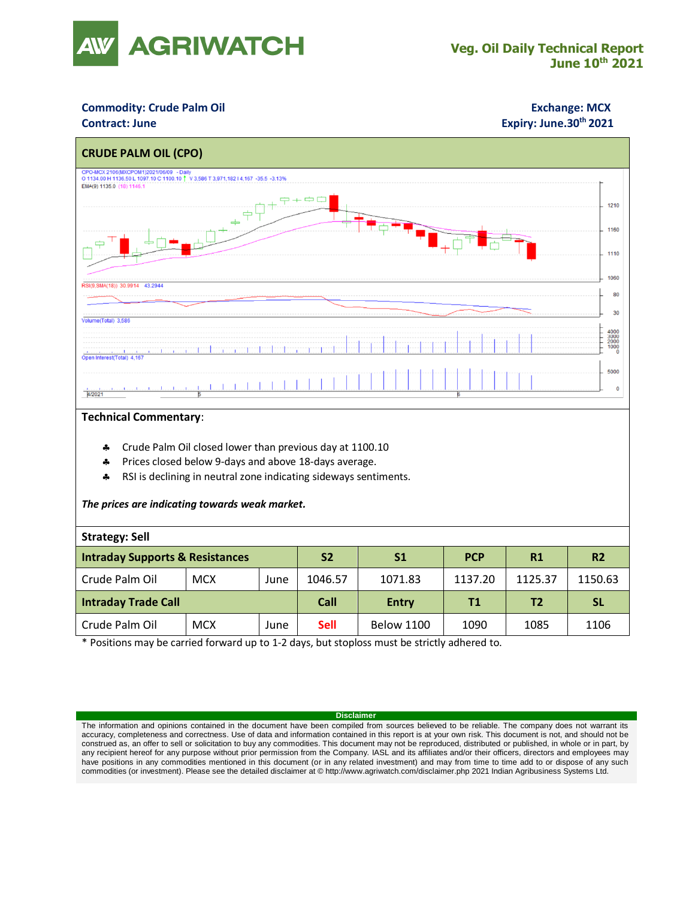**Veg. Oil Daily Technical Report**
**June 10th 2021**

**Commodity: Crude Palm Oil**
**Contract: June**

**Exchange: MCX**
**Expiry: June.30th 2021**

## CRUDE PALM OIL (CPO)

CPO-MCX 2106(MXCPOM1)2021/06/09 - Daily
O 1134.00 H 1136.50 L 1097.10 C 1100.10 V 3,586 T 3,971,182 I 4,167 -35.5 -3.13%
EMA(9) 1135.0 (18) 1146.1

1210
1160
1110
1060

RSI(9,SMA(18)) 30.9914 43.2944

80
30

Volume(Total) 3,586

4000
3000
2000
1000
0

Open Interest(Total) 4,167

5000
0

4/2021
5
6

**Technical Commentary**:

- Crude Palm Oil closed lower than previous day at 1100.10
- Prices closed below 9-days and above 18-days average.
- RSI is declining in neutral zone indicating sideways sentiments.

***The prices are indicating towards weak market.***

**Strategy: Sell**

| **Intraday Supports & Resistances** | | | **S2** | **S1** | **PCP** | **R1** | **R2** |
|---|---|---|---|---|---|---|---|
| Crude Palm Oil | MCX | June | 1046.57 | 1071.83 | 1137.20 | 1125.37 | 1150.63 |
| **Intraday Trade Call** | | | **Call** | **Entry** | **T1** | **T2** | **SL** |
| Crude Palm Oil | MCX | June | Sell | Below 1100 | 1090 | 1085 | 1106 |

* Positions may be carried forward up to 1-2 days, but stoploss must be strictly adhered to.

**Disclaimer**

The information and opinions contained in the document have been compiled from sources believed to be reliable. The company does not warrant its accuracy, completeness and correctness. Use of data and information contained in this report is at your own risk. This document is not, and should not be construed as, an offer to sell or solicitation to buy any commodities. This document may not be reproduced, distributed or published, in whole or in part, by any recipient hereof for any purpose without prior permission from the Company. IASL and its affiliates and/or their officers, directors and employees may have positions in any commodities mentioned in this document (or in any related investment) and may from time to time add to or dispose of any such commodities (or investment). Please see the detailed disclaimer at © http://www.agriwatch.com/disclaimer.php 2021 Indian Agribusiness Systems Ltd.